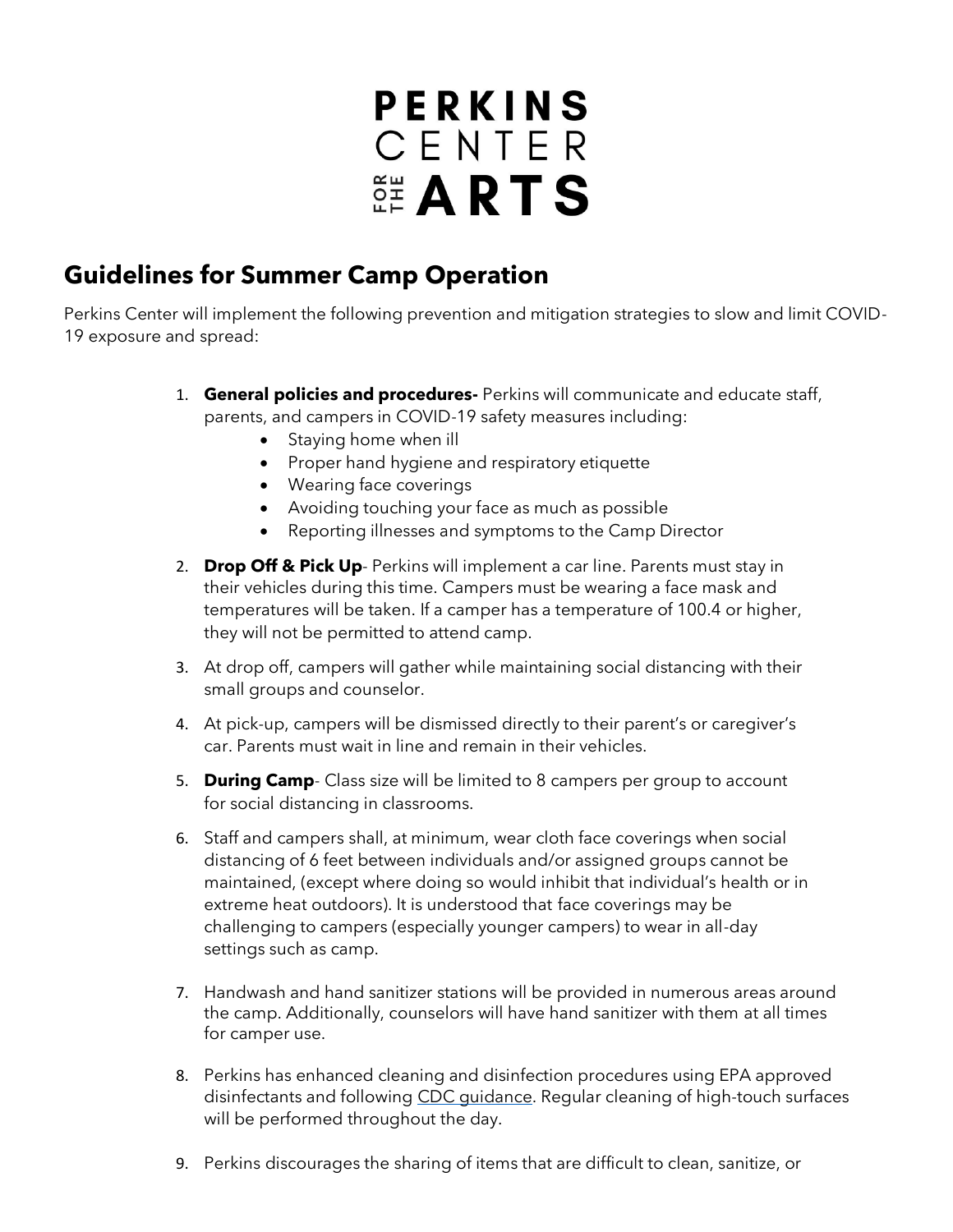# PERKINS CENTER FOR THE ARTS

## Guidelines for Summer Camp Operation

Perkins Center will implement the following prevention and mitigation strategies to slow and limit COVID-19 exposure and spread:

1. **General policies and procedures-** Perkins will communicate and educate staff, parents, and campers in COVID-19 safety measures including:
   - Staying home when ill
   - Proper hand hygiene and respiratory etiquette
   - Wearing face coverings
   - Avoiding touching your face as much as possible
   - Reporting illnesses and symptoms to the Camp Director
2. **Drop Off & Pick Up**- Perkins will implement a car line. Parents must stay in their vehicles during this time. Campers must be wearing a face mask and temperatures will be taken. If a camper has a temperature of 100.4 or higher, they will not be permitted to attend camp.
3. At drop off, campers will gather while maintaining social distancing with their small groups and counselor.
4. At pick-up, campers will be dismissed directly to their parent's or caregiver's car. Parents must wait in line and remain in their vehicles.
5. **During Camp**- Class size will be limited to 8 campers per group to account for social distancing in classrooms.
6. Staff and campers shall, at minimum, wear cloth face coverings when social distancing of 6 feet between individuals and/or assigned groups cannot be maintained, (except where doing so would inhibit that individual's health or in extreme heat outdoors). It is understood that face coverings may be challenging to campers (especially younger campers) to wear in all-day settings such as camp.
7. Handwash and hand sanitizer stations will be provided in numerous areas around the camp. Additionally, counselors will have hand sanitizer with them at all times for camper use.
8. Perkins has enhanced cleaning and disinfection procedures using EPA approved disinfectants and following CDC guidance. Regular cleaning of high-touch surfaces will be performed throughout the day.
9. Perkins discourages the sharing of items that are difficult to clean, sanitize, or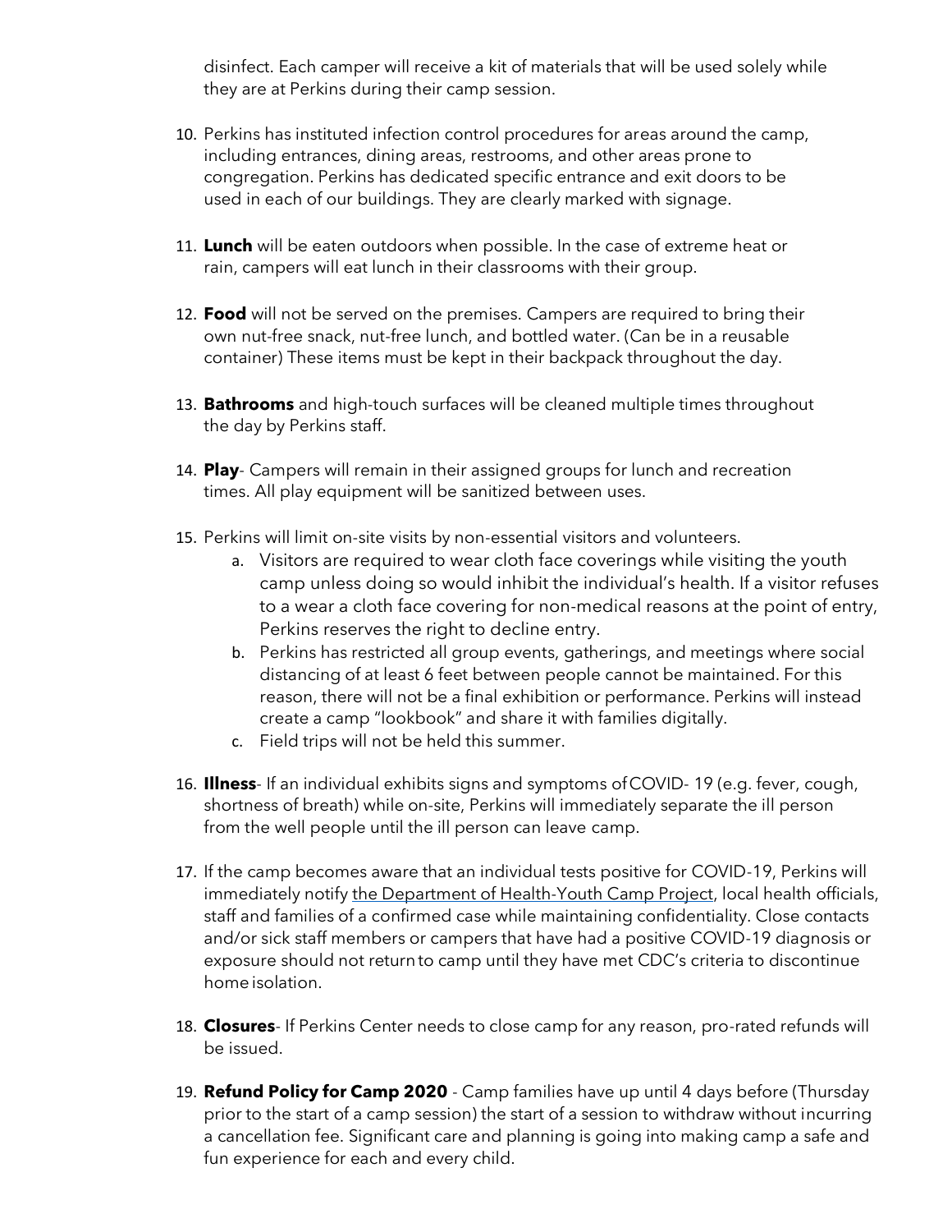disinfect. Each camper will receive a kit of materials that will be used solely while they are at Perkins during their camp session.

10. Perkins has instituted infection control procedures for areas around the camp, including entrances, dining areas, restrooms, and other areas prone to congregation. Perkins has dedicated specific entrance and exit doors to be used in each of our buildings. They are clearly marked with signage.

11. **Lunch** will be eaten outdoors when possible. In the case of extreme heat or rain, campers will eat lunch in their classrooms with their group.

12. **Food** will not be served on the premises. Campers are required to bring their own nut-free snack, nut-free lunch, and bottled water. (Can be in a reusable container) These items must be kept in their backpack throughout the day.

13. **Bathrooms** and high-touch surfaces will be cleaned multiple times throughout the day by Perkins staff.

14. **Play**- Campers will remain in their assigned groups for lunch and recreation times. All play equipment will be sanitized between uses.

15. Perkins will limit on-site visits by non-essential visitors and volunteers.
    a. Visitors are required to wear cloth face coverings while visiting the youth camp unless doing so would inhibit the individual's health. If a visitor refuses to a wear a cloth face covering for non-medical reasons at the point of entry, Perkins reserves the right to decline entry.
    b. Perkins has restricted all group events, gatherings, and meetings where social distancing of at least 6 feet between people cannot be maintained. For this reason, there will not be a final exhibition or performance. Perkins will instead create a camp "lookbook" and share it with families digitally.
    c. Field trips will not be held this summer.

16. **Illness**- If an individual exhibits signs and symptoms of COVID- 19 (e.g. fever, cough, shortness of breath) while on-site, Perkins will immediately separate the ill person from the well people until the ill person can leave camp.

17. If the camp becomes aware that an individual tests positive for COVID-19, Perkins will immediately notify the Department of Health-Youth Camp Project, local health officials, staff and families of a confirmed case while maintaining confidentiality. Close contacts and/or sick staff members or campers that have had a positive COVID-19 diagnosis or exposure should not return to camp until they have met CDC's criteria to discontinue home isolation.

18. **Closures**- If Perkins Center needs to close camp for any reason, pro-rated refunds will be issued.

19. **Refund Policy for Camp 2020** - Camp families have up until 4 days before (Thursday prior to the start of a camp session) the start of a session to withdraw without incurring a cancellation fee. Significant care and planning is going into making camp a safe and fun experience for each and every child.